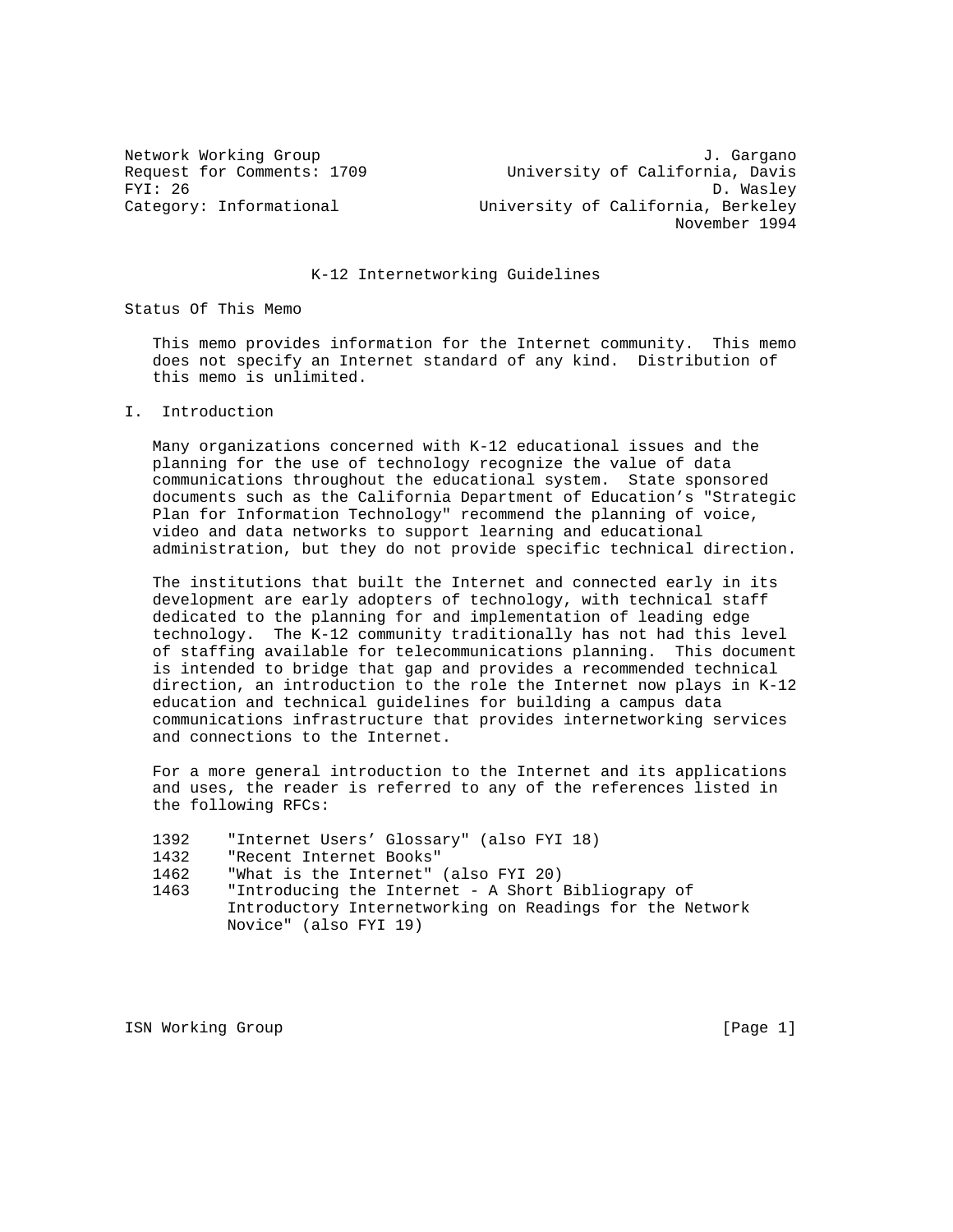Network Working Group J. Gargano
Request for Comments: 1709 University of California, Davis
FYI: 26 D. Wasley
Category: Informational University of California, Berkeley
November 1994

# K-12 Internetworking Guidelines

## Status Of This Memo

This memo provides information for the Internet community. This memo does not specify an Internet standard of any kind. Distribution of this memo is unlimited.

## I. Introduction

Many organizations concerned with K-12 educational issues and the planning for the use of technology recognize the value of data communications throughout the educational system. State sponsored documents such as the California Department of Education's "Strategic Plan for Information Technology" recommend the planning of voice, video and data networks to support learning and educational administration, but they do not provide specific technical direction.

The institutions that built the Internet and connected early in its development are early adopters of technology, with technical staff dedicated to the planning for and implementation of leading edge technology. The K-12 community traditionally has not had this level of staffing available for telecommunications planning. This document is intended to bridge that gap and provides a recommended technical direction, an introduction to the role the Internet now plays in K-12 education and technical guidelines for building a campus data communications infrastructure that provides internetworking services and connections to the Internet.

For a more general introduction to the Internet and its applications and uses, the reader is referred to any of the references listed in the following RFCs:

- 1392 "Internet Users' Glossary" (also FYI 18)
- 1432 "Recent Internet Books"
- 1462 "What is the Internet" (also FYI 20)
- 1463 "Introducing the Internet - A Short Bibliograpy of Introductory Internetworking on Readings for the Network Novice" (also FYI 19)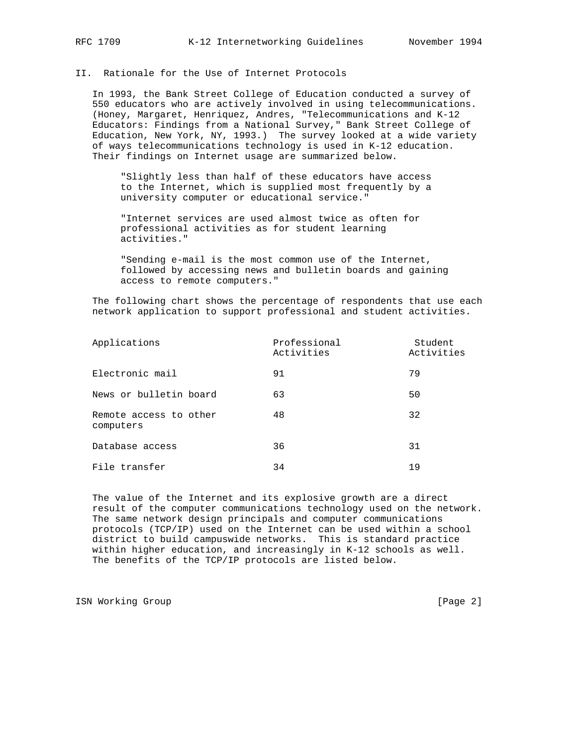## II. Rationale for the Use of Internet Protocols

In 1993, the Bank Street College of Education conducted a survey of 550 educators who are actively involved in using telecommunications. (Honey, Margaret, Henriquez, Andres, "Telecommunications and K-12 Educators: Findings from a National Survey," Bank Street College of Education, New York, NY, 1993.) The survey looked at a wide variety of ways telecommunications technology is used in K-12 education. Their findings on Internet usage are summarized below.

> "Slightly less than half of these educators have access to the Internet, which is supplied most frequently by a university computer or educational service."
>
> "Internet services are used almost twice as often for professional activities as for student learning activities."
>
> "Sending e-mail is the most common use of the Internet, followed by accessing news and bulletin boards and gaining access to remote computers."

The following chart shows the percentage of respondents that use each network application to support professional and student activities.

| Applications | Professional Activities | Student Activities |
|---|---|---|
| Electronic mail | 91 | 79 |
| News or bulletin board | 63 | 50 |
| Remote access to other computers | 48 | 32 |
| Database access | 36 | 31 |
| File transfer | 34 | 19 |

The value of the Internet and its explosive growth are a direct result of the computer communications technology used on the network. The same network design principals and computer communications protocols (TCP/IP) used on the Internet can be used within a school district to build campuswide networks. This is standard practice within higher education, and increasingly in K-12 schools as well. The benefits of the TCP/IP protocols are listed below.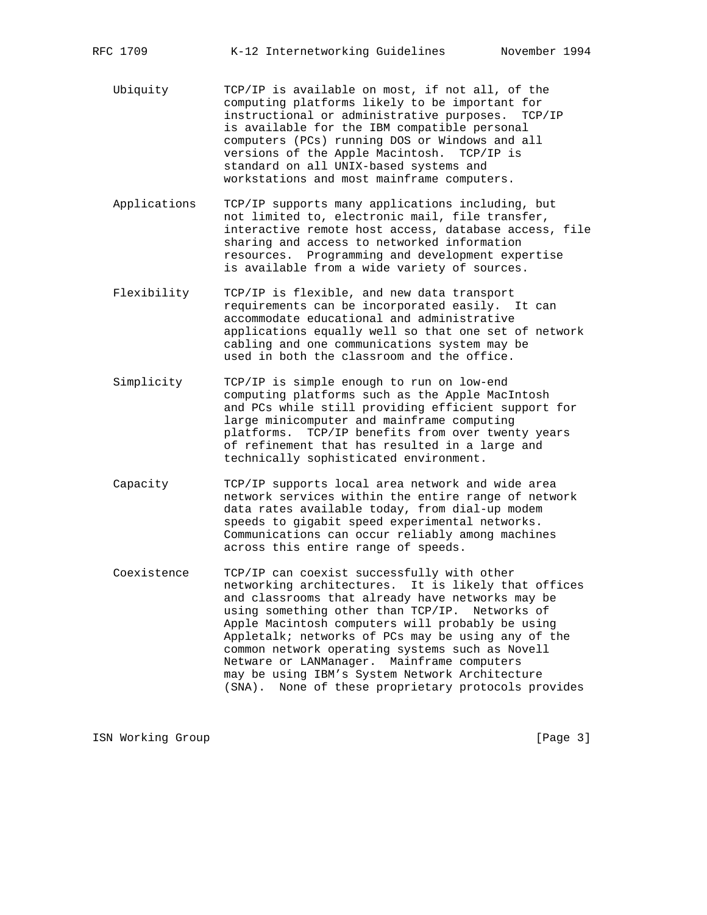**Ubiquity** TCP/IP is available on most, if not all, of the computing platforms likely to be important for instructional or administrative purposes. TCP/IP is available for the IBM compatible personal computers (PCs) running DOS or Windows and all versions of the Apple Macintosh. TCP/IP is standard on all UNIX-based systems and workstations and most mainframe computers.

**Applications** TCP/IP supports many applications including, but not limited to, electronic mail, file transfer, interactive remote host access, database access, file sharing and access to networked information resources. Programming and development expertise is available from a wide variety of sources.

**Flexibility** TCP/IP is flexible, and new data transport requirements can be incorporated easily. It can accommodate educational and administrative applications equally well so that one set of network cabling and one communications system may be used in both the classroom and the office.

**Simplicity** TCP/IP is simple enough to run on low-end computing platforms such as the Apple MacIntosh and PCs while still providing efficient support for large minicomputer and mainframe computing platforms. TCP/IP benefits from over twenty years of refinement that has resulted in a large and technically sophisticated environment.

**Capacity** TCP/IP supports local area network and wide area network services within the entire range of network data rates available today, from dial-up modem speeds to gigabit speed experimental networks. Communications can occur reliably among machines across this entire range of speeds.

**Coexistence** TCP/IP can coexist successfully with other networking architectures. It is likely that offices and classrooms that already have networks may be using something other than TCP/IP. Networks of Apple Macintosh computers will probably be using Appletalk; networks of PCs may be using any of the common network operating systems such as Novell Netware or LANManager. Mainframe computers may be using IBM's System Network Architecture (SNA). None of these proprietary protocols provides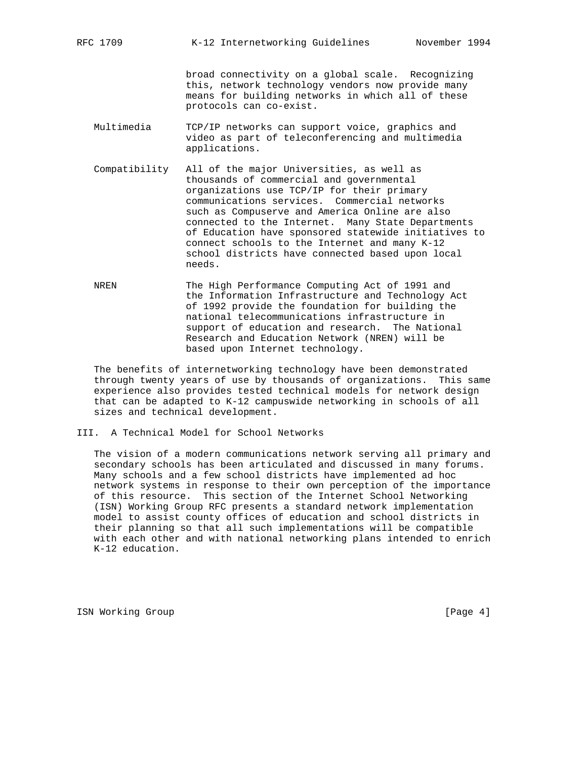broad connectivity on a global scale. Recognizing this, network technology vendors now provide many means for building networks in which all of these protocols can co-exist.

**Multimedia** TCP/IP networks can support voice, graphics and video as part of teleconferencing and multimedia applications.

**Compatibility** All of the major Universities, as well as thousands of commercial and governmental organizations use TCP/IP for their primary communications services. Commercial networks such as Compuserve and America Online are also connected to the Internet. Many State Departments of Education have sponsored statewide initiatives to connect schools to the Internet and many K-12 school districts have connected based upon local needs.

**NREN** The High Performance Computing Act of 1991 and the Information Infrastructure and Technology Act of 1992 provide the foundation for building the national telecommunications infrastructure in support of education and research. The National Research and Education Network (NREN) will be based upon Internet technology.

The benefits of internetworking technology have been demonstrated through twenty years of use by thousands of organizations. This same experience also provides tested technical models for network design that can be adapted to K-12 campuswide networking in schools of all sizes and technical development.

## III. A Technical Model for School Networks

The vision of a modern communications network serving all primary and secondary schools has been articulated and discussed in many forums. Many schools and a few school districts have implemented ad hoc network systems in response to their own perception of the importance of this resource. This section of the Internet School Networking (ISN) Working Group RFC presents a standard network implementation model to assist county offices of education and school districts in their planning so that all such implementations will be compatible with each other and with national networking plans intended to enrich K-12 education.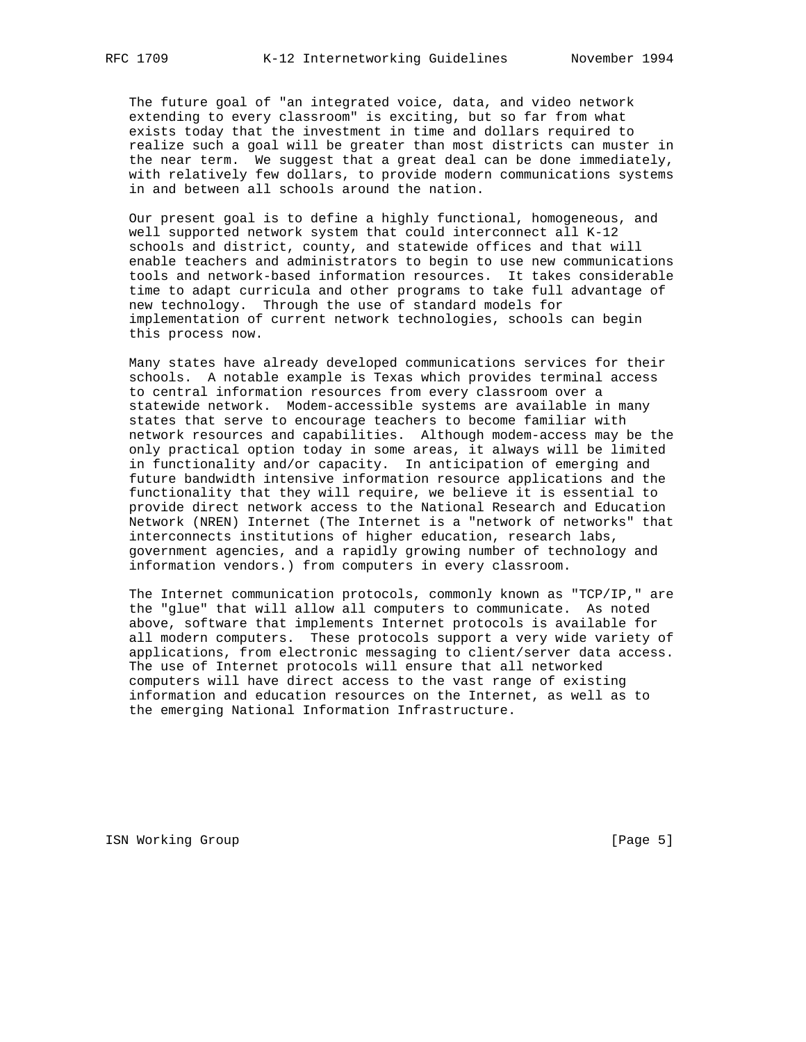The future goal of "an integrated voice, data, and video network extending to every classroom" is exciting, but so far from what exists today that the investment in time and dollars required to realize such a goal will be greater than most districts can muster in the near term. We suggest that a great deal can be done immediately, with relatively few dollars, to provide modern communications systems in and between all schools around the nation.

Our present goal is to define a highly functional, homogeneous, and well supported network system that could interconnect all K-12 schools and district, county, and statewide offices and that will enable teachers and administrators to begin to use new communications tools and network-based information resources. It takes considerable time to adapt curricula and other programs to take full advantage of new technology. Through the use of standard models for implementation of current network technologies, schools can begin this process now.

Many states have already developed communications services for their schools. A notable example is Texas which provides terminal access to central information resources from every classroom over a statewide network. Modem-accessible systems are available in many states that serve to encourage teachers to become familiar with network resources and capabilities. Although modem-access may be the only practical option today in some areas, it always will be limited in functionality and/or capacity. In anticipation of emerging and future bandwidth intensive information resource applications and the functionality that they will require, we believe it is essential to provide direct network access to the National Research and Education Network (NREN) Internet (The Internet is a "network of networks" that interconnects institutions of higher education, research labs, government agencies, and a rapidly growing number of technology and information vendors.) from computers in every classroom.

The Internet communication protocols, commonly known as "TCP/IP," are the "glue" that will allow all computers to communicate. As noted above, software that implements Internet protocols is available for all modern computers. These protocols support a very wide variety of applications, from electronic messaging to client/server data access. The use of Internet protocols will ensure that all networked computers will have direct access to the vast range of existing information and education resources on the Internet, as well as to the emerging National Information Infrastructure.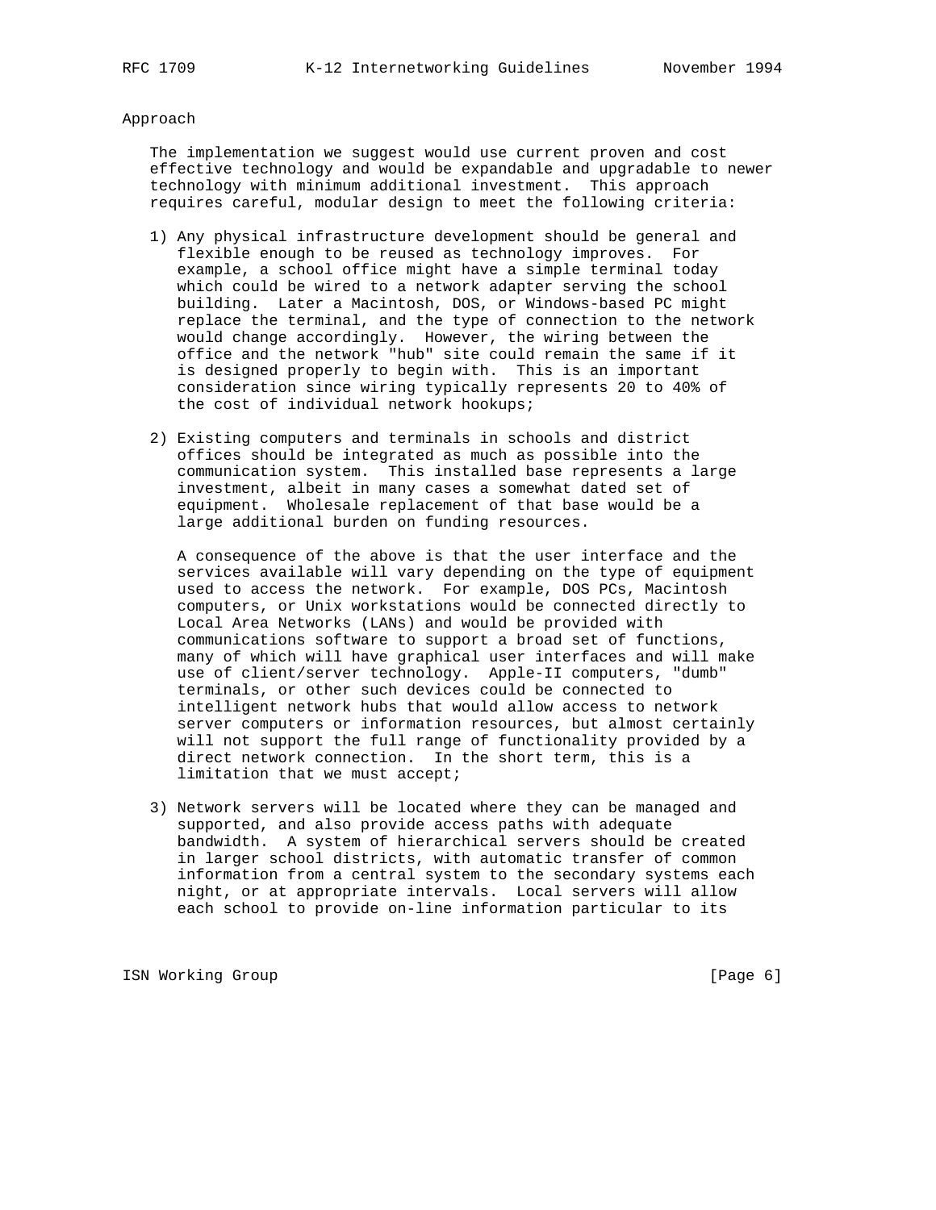## Approach

The implementation we suggest would use current proven and cost effective technology and would be expandable and upgradable to newer technology with minimum additional investment. This approach requires careful, modular design to meet the following criteria:

1) Any physical infrastructure development should be general and flexible enough to be reused as technology improves. For example, a school office might have a simple terminal today which could be wired to a network adapter serving the school building. Later a Macintosh, DOS, or Windows-based PC might replace the terminal, and the type of connection to the network would change accordingly. However, the wiring between the office and the network "hub" site could remain the same if it is designed properly to begin with. This is an important consideration since wiring typically represents 20 to 40% of the cost of individual network hookups;

2) Existing computers and terminals in schools and district offices should be integrated as much as possible into the communication system. This installed base represents a large investment, albeit in many cases a somewhat dated set of equipment. Wholesale replacement of that base would be a large additional burden on funding resources.

   A consequence of the above is that the user interface and the services available will vary depending on the type of equipment used to access the network. For example, DOS PCs, Macintosh computers, or Unix workstations would be connected directly to Local Area Networks (LANs) and would be provided with communications software to support a broad set of functions, many of which will have graphical user interfaces and will make use of client/server technology. Apple-II computers, "dumb" terminals, or other such devices could be connected to intelligent network hubs that would allow access to network server computers or information resources, but almost certainly will not support the full range of functionality provided by a direct network connection. In the short term, this is a limitation that we must accept;

3) Network servers will be located where they can be managed and supported, and also provide access paths with adequate bandwidth. A system of hierarchical servers should be created in larger school districts, with automatic transfer of common information from a central system to the secondary systems each night, or at appropriate intervals. Local servers will allow each school to provide on-line information particular to its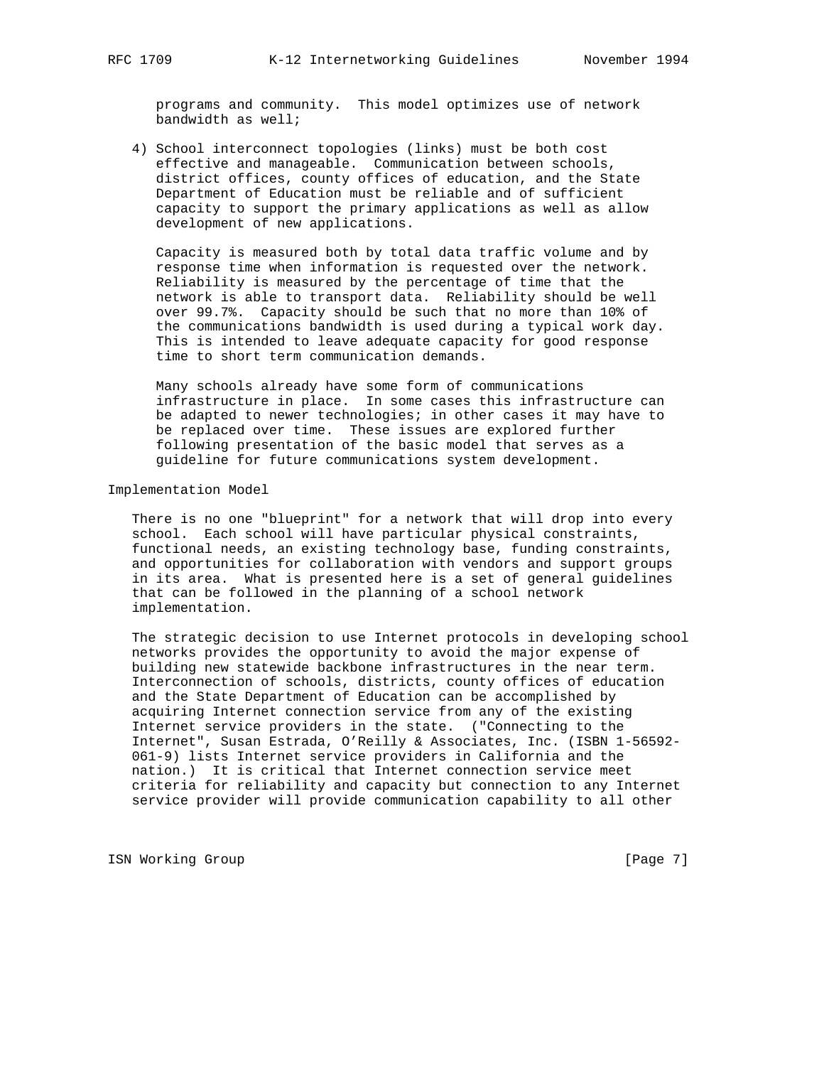programs and community. This model optimizes use of network bandwidth as well;

4) School interconnect topologies (links) must be both cost effective and manageable. Communication between schools, district offices, county offices of education, and the State Department of Education must be reliable and of sufficient capacity to support the primary applications as well as allow development of new applications.

   Capacity is measured both by total data traffic volume and by response time when information is requested over the network. Reliability is measured by the percentage of time that the network is able to transport data. Reliability should be well over 99.7%. Capacity should be such that no more than 10% of the communications bandwidth is used during a typical work day. This is intended to leave adequate capacity for good response time to short term communication demands.

   Many schools already have some form of communications infrastructure in place. In some cases this infrastructure can be adapted to newer technologies; in other cases it may have to be replaced over time. These issues are explored further following presentation of the basic model that serves as a guideline for future communications system development.

## Implementation Model

There is no one "blueprint" for a network that will drop into every school. Each school will have particular physical constraints, functional needs, an existing technology base, funding constraints, and opportunities for collaboration with vendors and support groups in its area. What is presented here is a set of general guidelines that can be followed in the planning of a school network implementation.

The strategic decision to use Internet protocols in developing school networks provides the opportunity to avoid the major expense of building new statewide backbone infrastructures in the near term. Interconnection of schools, districts, county offices of education and the State Department of Education can be accomplished by acquiring Internet connection service from any of the existing Internet service providers in the state. ("Connecting to the Internet", Susan Estrada, O'Reilly & Associates, Inc. (ISBN 1-56592-061-9) lists Internet service providers in California and the nation.) It is critical that Internet connection service meet criteria for reliability and capacity but connection to any Internet service provider will provide communication capability to all other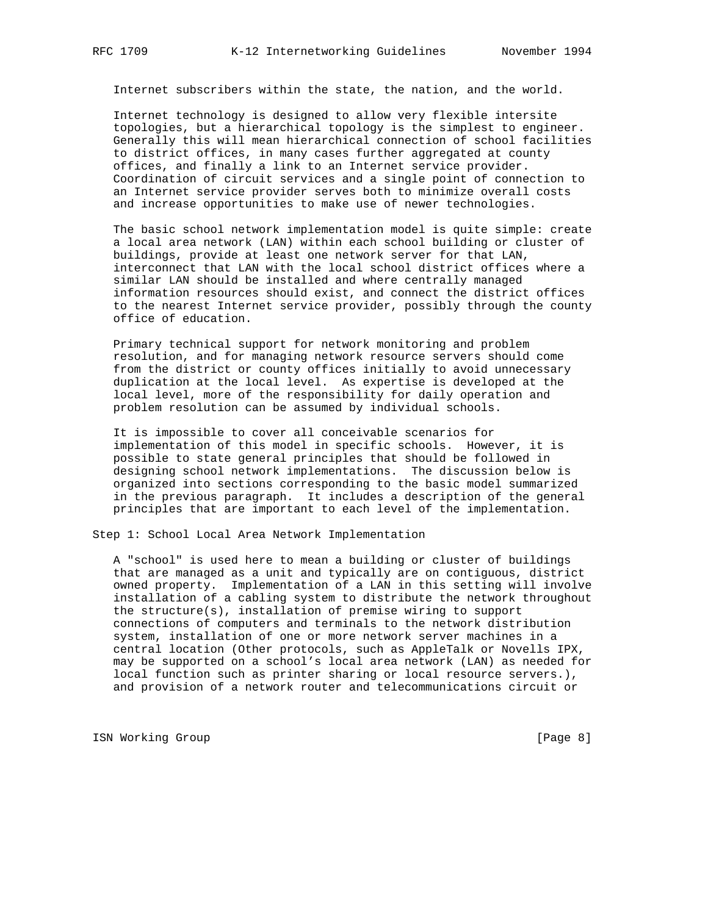Internet subscribers within the state, the nation, and the world.

Internet technology is designed to allow very flexible intersite topologies, but a hierarchical topology is the simplest to engineer. Generally this will mean hierarchical connection of school facilities to district offices, in many cases further aggregated at county offices, and finally a link to an Internet service provider. Coordination of circuit services and a single point of connection to an Internet service provider serves both to minimize overall costs and increase opportunities to make use of newer technologies.

The basic school network implementation model is quite simple: create a local area network (LAN) within each school building or cluster of buildings, provide at least one network server for that LAN, interconnect that LAN with the local school district offices where a similar LAN should be installed and where centrally managed information resources should exist, and connect the district offices to the nearest Internet service provider, possibly through the county office of education.

Primary technical support for network monitoring and problem resolution, and for managing network resource servers should come from the district or county offices initially to avoid unnecessary duplication at the local level. As expertise is developed at the local level, more of the responsibility for daily operation and problem resolution can be assumed by individual schools.

It is impossible to cover all conceivable scenarios for implementation of this model in specific schools. However, it is possible to state general principles that should be followed in designing school network implementations. The discussion below is organized into sections corresponding to the basic model summarized in the previous paragraph. It includes a description of the general principles that are important to each level of the implementation.

## Step 1: School Local Area Network Implementation

A "school" is used here to mean a building or cluster of buildings that are managed as a unit and typically are on contiguous, district owned property. Implementation of a LAN in this setting will involve installation of a cabling system to distribute the network throughout the structure(s), installation of premise wiring to support connections of computers and terminals to the network distribution system, installation of one or more network server machines in a central location (Other protocols, such as AppleTalk or Novells IPX, may be supported on a school's local area network (LAN) as needed for local function such as printer sharing or local resource servers.), and provision of a network router and telecommunications circuit or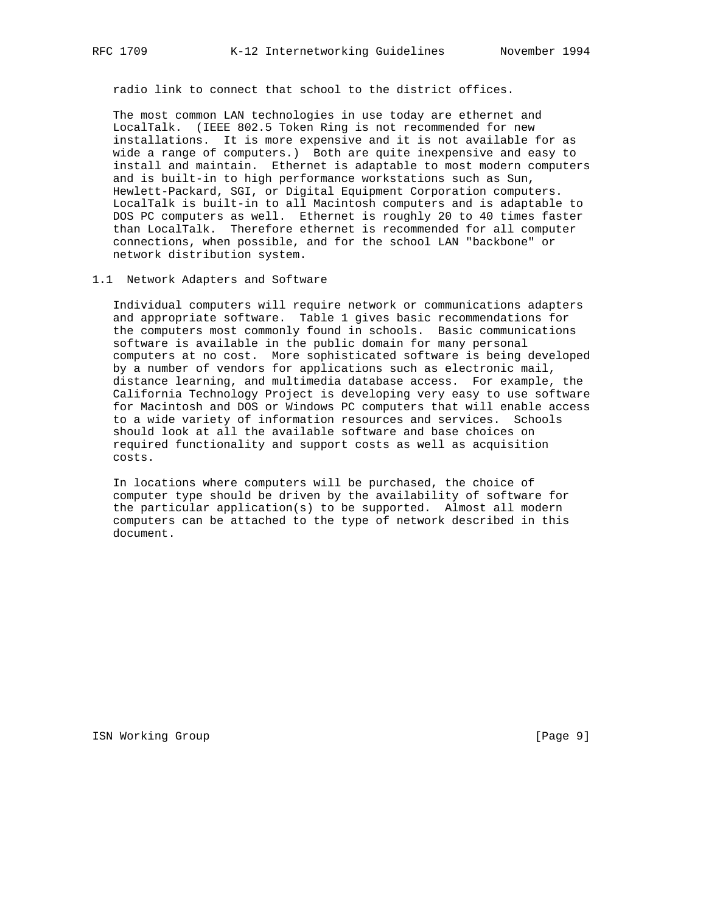radio link to connect that school to the district offices.

The most common LAN technologies in use today are ethernet and LocalTalk. (IEEE 802.5 Token Ring is not recommended for new installations. It is more expensive and it is not available for as wide a range of computers.) Both are quite inexpensive and easy to install and maintain. Ethernet is adaptable to most modern computers and is built-in to high performance workstations such as Sun, Hewlett-Packard, SGI, or Digital Equipment Corporation computers. LocalTalk is built-in to all Macintosh computers and is adaptable to DOS PC computers as well. Ethernet is roughly 20 to 40 times faster than LocalTalk. Therefore ethernet is recommended for all computer connections, when possible, and for the school LAN "backbone" or network distribution system.

### 1.1 Network Adapters and Software

Individual computers will require network or communications adapters and appropriate software. Table 1 gives basic recommendations for the computers most commonly found in schools. Basic communications software is available in the public domain for many personal computers at no cost. More sophisticated software is being developed by a number of vendors for applications such as electronic mail, distance learning, and multimedia database access. For example, the California Technology Project is developing very easy to use software for Macintosh and DOS or Windows PC computers that will enable access to a wide variety of information resources and services. Schools should look at all the available software and base choices on required functionality and support costs as well as acquisition costs.

In locations where computers will be purchased, the choice of computer type should be driven by the availability of software for the particular application(s) to be supported. Almost all modern computers can be attached to the type of network described in this document.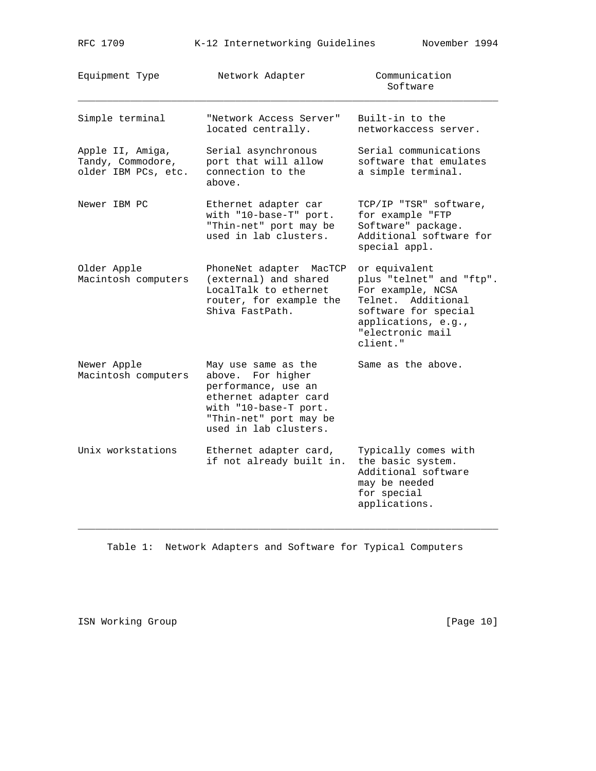| Equipment Type | Network Adapter | Communication Software |
|---|---|---|
| Simple terminal | "Network Access Server" located centrally. | Built-in to the networkaccess server. |
| Apple II, Amiga, Tandy, Commodore, older IBM PCs, etc. | Serial asynchronous port that will allow connection to the above. | Serial communications software that emulates a simple terminal. |
| Newer IBM PC | Ethernet adapter car with "10-base-T" port. "Thin-net" port may be used in lab clusters. | TCP/IP "TSR" software, for example "FTP Software" package. Additional software for special appl. |
| Older Apple Macintosh computers | PhoneNet adapter (external) and shared LocalTalk to ethernet router, for example the Shiva FastPath. | MacTCP or equivalent plus "telnet" and "ftp". For example, NCSA Telnet. Additional software for special applications, e.g., "electronic mail client." |
| Newer Apple Macintosh computers | May use same as the above. For higher performance, use an ethernet adapter card with "10-base-T port. "Thin-net" port may be used in lab clusters. | Same as the above. |
| Unix workstations | Ethernet adapter card, if not already built in. | Typically comes with the basic system. Additional software may be needed for special applications. |

Table 1: Network Adapters and Software for Typical Computers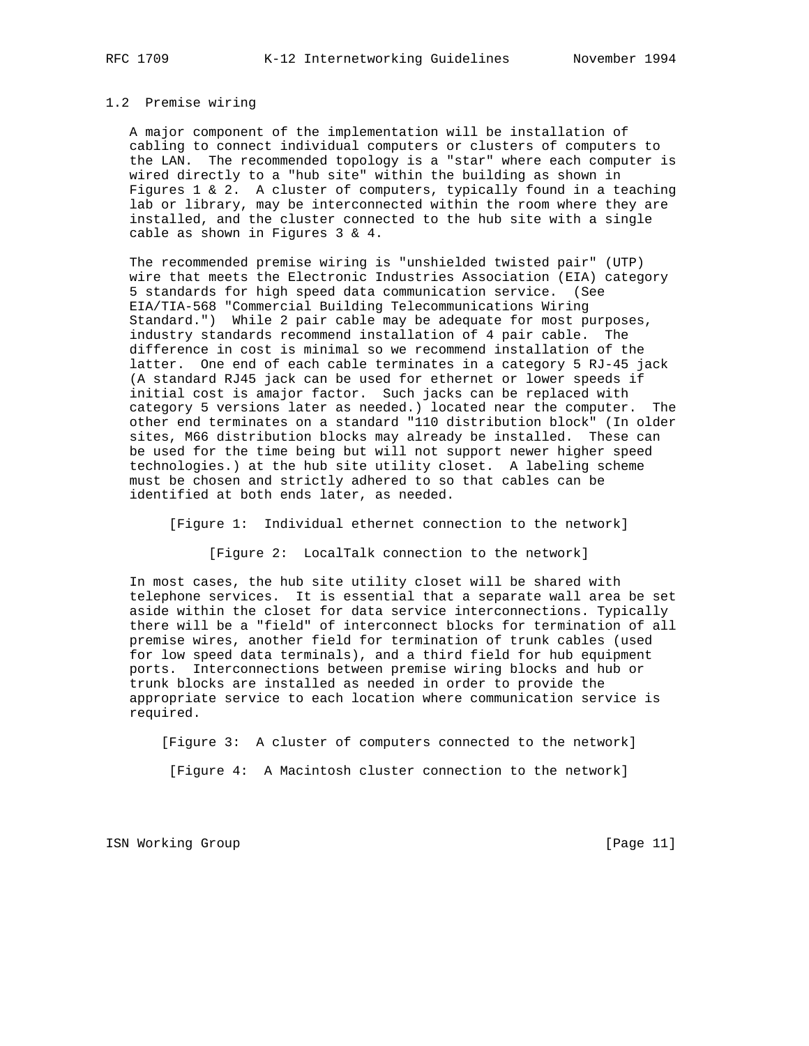## 1.2 Premise wiring

A major component of the implementation will be installation of cabling to connect individual computers or clusters of computers to the LAN. The recommended topology is a "star" where each computer is wired directly to a "hub site" within the building as shown in Figures 1 & 2. A cluster of computers, typically found in a teaching lab or library, may be interconnected within the room where they are installed, and the cluster connected to the hub site with a single cable as shown in Figures 3 & 4.

The recommended premise wiring is "unshielded twisted pair" (UTP) wire that meets the Electronic Industries Association (EIA) category 5 standards for high speed data communication service. (See EIA/TIA-568 "Commercial Building Telecommunications Wiring Standard.") While 2 pair cable may be adequate for most purposes, industry standards recommend installation of 4 pair cable. The difference in cost is minimal so we recommend installation of the latter. One end of each cable terminates in a category 5 RJ-45 jack (A standard RJ45 jack can be used for ethernet or lower speeds if initial cost is amajor factor. Such jacks can be replaced with category 5 versions later as needed.) located near the computer. The other end terminates on a standard "110 distribution block" (In older sites, M66 distribution blocks may already be installed. These can be used for the time being but will not support newer higher speed technologies.) at the hub site utility closet. A labeling scheme must be chosen and strictly adhered to so that cables can be identified at both ends later, as needed.

[Figure 1: Individual ethernet connection to the network]

[Figure 2: LocalTalk connection to the network]

In most cases, the hub site utility closet will be shared with telephone services. It is essential that a separate wall area be set aside within the closet for data service interconnections. Typically there will be a "field" of interconnect blocks for termination of all premise wires, another field for termination of trunk cables (used for low speed data terminals), and a third field for hub equipment ports. Interconnections between premise wiring blocks and hub or trunk blocks are installed as needed in order to provide the appropriate service to each location where communication service is required.

[Figure 3: A cluster of computers connected to the network]

[Figure 4: A Macintosh cluster connection to the network]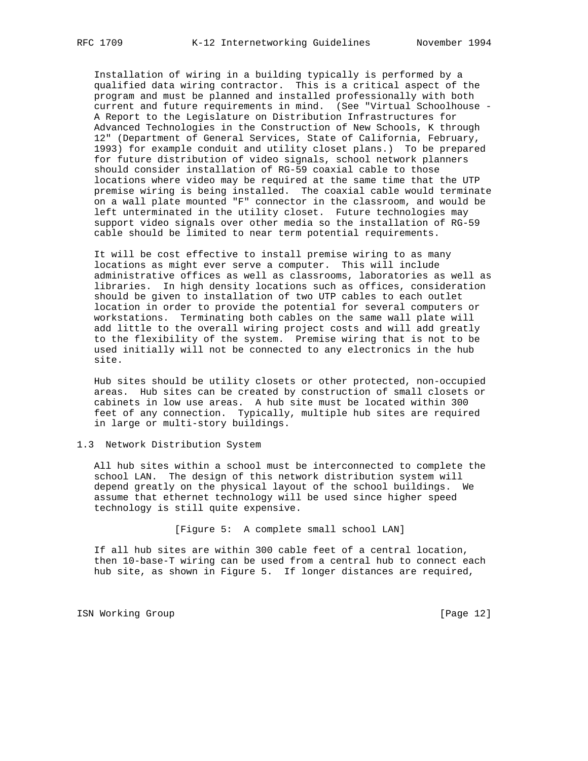Installation of wiring in a building typically is performed by a qualified data wiring contractor. This is a critical aspect of the program and must be planned and installed professionally with both current and future requirements in mind. (See "Virtual Schoolhouse - A Report to the Legislature on Distribution Infrastructures for Advanced Technologies in the Construction of New Schools, K through 12" (Department of General Services, State of California, February, 1993) for example conduit and utility closet plans.) To be prepared for future distribution of video signals, school network planners should consider installation of RG-59 coaxial cable to those locations where video may be required at the same time that the UTP premise wiring is being installed. The coaxial cable would terminate on a wall plate mounted "F" connector in the classroom, and would be left unterminated in the utility closet. Future technologies may support video signals over other media so the installation of RG-59 cable should be limited to near term potential requirements.

It will be cost effective to install premise wiring to as many locations as might ever serve a computer. This will include administrative offices as well as classrooms, laboratories as well as libraries. In high density locations such as offices, consideration should be given to installation of two UTP cables to each outlet location in order to provide the potential for several computers or workstations. Terminating both cables on the same wall plate will add little to the overall wiring project costs and will add greatly to the flexibility of the system. Premise wiring that is not to be used initially will not be connected to any electronics in the hub site.

Hub sites should be utility closets or other protected, non-occupied areas. Hub sites can be created by construction of small closets or cabinets in low use areas. A hub site must be located within 300 feet of any connection. Typically, multiple hub sites are required in large or multi-story buildings.

## 1.3 Network Distribution System

All hub sites within a school must be interconnected to complete the school LAN. The design of this network distribution system will depend greatly on the physical layout of the school buildings. We assume that ethernet technology will be used since higher speed technology is still quite expensive.

[Figure 5: A complete small school LAN]

If all hub sites are within 300 cable feet of a central location, then 10-base-T wiring can be used from a central hub to connect each hub site, as shown in Figure 5. If longer distances are required,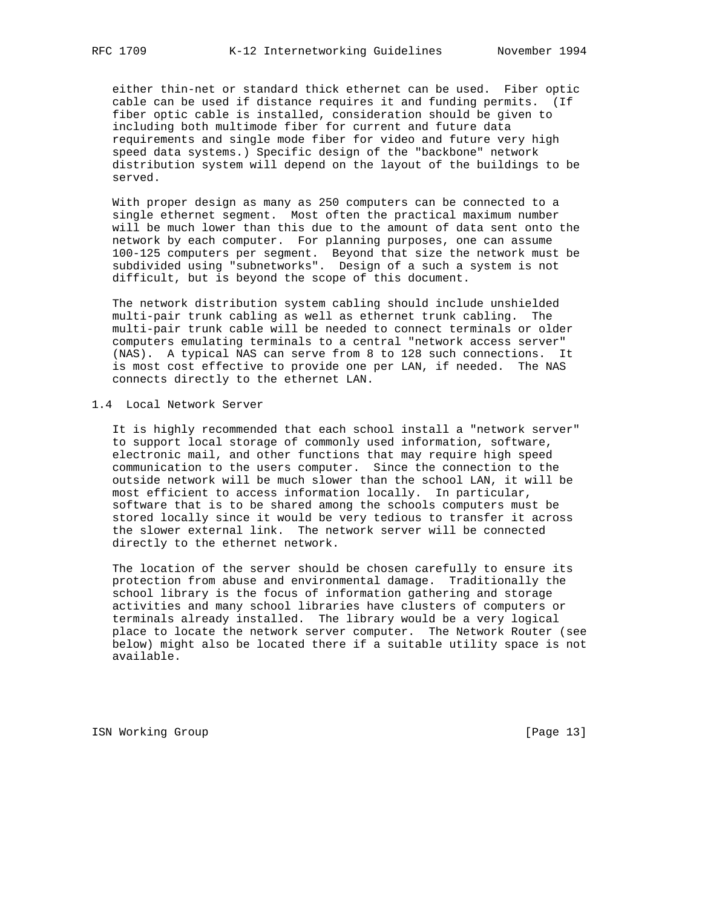either thin-net or standard thick ethernet can be used. Fiber optic cable can be used if distance requires it and funding permits. (If fiber optic cable is installed, consideration should be given to including both multimode fiber for current and future data requirements and single mode fiber for video and future very high speed data systems.) Specific design of the "backbone" network distribution system will depend on the layout of the buildings to be served.

With proper design as many as 250 computers can be connected to a single ethernet segment. Most often the practical maximum number will be much lower than this due to the amount of data sent onto the network by each computer. For planning purposes, one can assume 100-125 computers per segment. Beyond that size the network must be subdivided using "subnetworks". Design of a such a system is not difficult, but is beyond the scope of this document.

The network distribution system cabling should include unshielded multi-pair trunk cabling as well as ethernet trunk cabling. The multi-pair trunk cable will be needed to connect terminals or older computers emulating terminals to a central "network access server" (NAS). A typical NAS can serve from 8 to 128 such connections. It is most cost effective to provide one per LAN, if needed. The NAS connects directly to the ethernet LAN.

## 1.4 Local Network Server

It is highly recommended that each school install a "network server" to support local storage of commonly used information, software, electronic mail, and other functions that may require high speed communication to the users computer. Since the connection to the outside network will be much slower than the school LAN, it will be most efficient to access information locally. In particular, software that is to be shared among the schools computers must be stored locally since it would be very tedious to transfer it across the slower external link. The network server will be connected directly to the ethernet network.

The location of the server should be chosen carefully to ensure its protection from abuse and environmental damage. Traditionally the school library is the focus of information gathering and storage activities and many school libraries have clusters of computers or terminals already installed. The library would be a very logical place to locate the network server computer. The Network Router (see below) might also be located there if a suitable utility space is not available.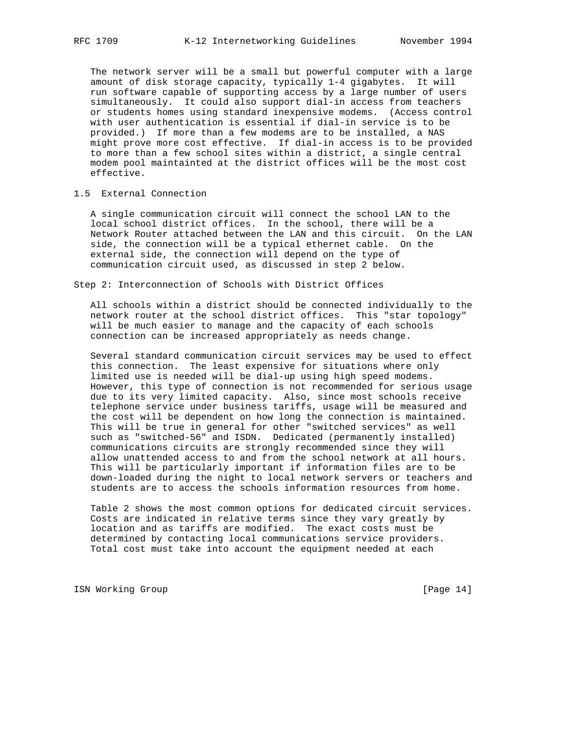The network server will be a small but powerful computer with a large amount of disk storage capacity, typically 1-4 gigabytes. It will run software capable of supporting access by a large number of users simultaneously. It could also support dial-in access from teachers or students homes using standard inexpensive modems. (Access control with user authentication is essential if dial-in service is to be provided.) If more than a few modems are to be installed, a NAS might prove more cost effective. If dial-in access is to be provided to more than a few school sites within a district, a single central modem pool maintainted at the district offices will be the most cost effective.

### 1.5 External Connection

A single communication circuit will connect the school LAN to the local school district offices. In the school, there will be a Network Router attached between the LAN and this circuit. On the LAN side, the connection will be a typical ethernet cable. On the external side, the connection will depend on the type of communication circuit used, as discussed in step 2 below.

## Step 2: Interconnection of Schools with District Offices

All schools within a district should be connected individually to the network router at the school district offices. This "star topology" will be much easier to manage and the capacity of each schools connection can be increased appropriately as needs change.

Several standard communication circuit services may be used to effect this connection. The least expensive for situations where only limited use is needed will be dial-up using high speed modems. However, this type of connection is not recommended for serious usage due to its very limited capacity. Also, since most schools receive telephone service under business tariffs, usage will be measured and the cost will be dependent on how long the connection is maintained. This will be true in general for other "switched services" as well such as "switched-56" and ISDN. Dedicated (permanently installed) communications circuits are strongly recommended since they will allow unattended access to and from the school network at all hours. This will be particularly important if information files are to be down-loaded during the night to local network servers or teachers and students are to access the schools information resources from home.

Table 2 shows the most common options for dedicated circuit services. Costs are indicated in relative terms since they vary greatly by location and as tariffs are modified. The exact costs must be determined by contacting local communications service providers. Total cost must take into account the equipment needed at each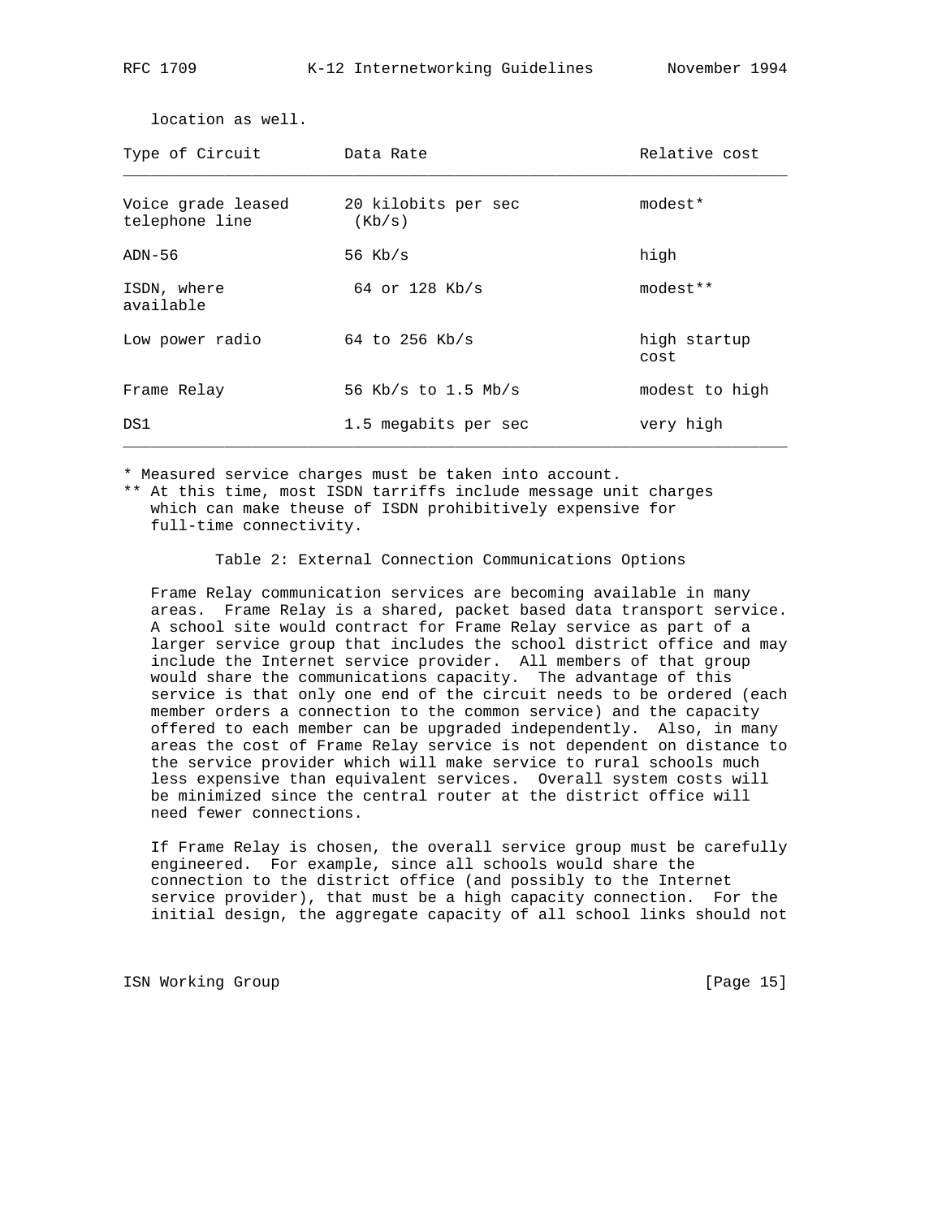location as well.

| Type of Circuit | Data Rate | Relative cost |
|---|---|---|
| Voice grade leased telephone line | 20 kilobits per sec (Kb/s) | modest* |
| ADN-56 | 56 Kb/s | high |
| ISDN, where available | 64 or 128 Kb/s | modest** |
| Low power radio | 64 to 256 Kb/s | high startup cost |
| Frame Relay | 56 Kb/s to 1.5 Mb/s | modest to high |
| DS1 | 1.5 megabits per sec | very high |

* Measured service charges must be taken into account.
** At this time, most ISDN tarriffs include message unit charges which can make theuse of ISDN prohibitively expensive for full-time connectivity.

Table 2: External Connection Communications Options

Frame Relay communication services are becoming available in many areas. Frame Relay is a shared, packet based data transport service. A school site would contract for Frame Relay service as part of a larger service group that includes the school district office and may include the Internet service provider. All members of that group would share the communications capacity. The advantage of this service is that only one end of the circuit needs to be ordered (each member orders a connection to the common service) and the capacity offered to each member can be upgraded independently. Also, in many areas the cost of Frame Relay service is not dependent on distance to the service provider which will make service to rural schools much less expensive than equivalent services. Overall system costs will be minimized since the central router at the district office will need fewer connections.

If Frame Relay is chosen, the overall service group must be carefully engineered. For example, since all schools would share the connection to the district office (and possibly to the Internet service provider), that must be a high capacity connection. For the initial design, the aggregate capacity of all school links should not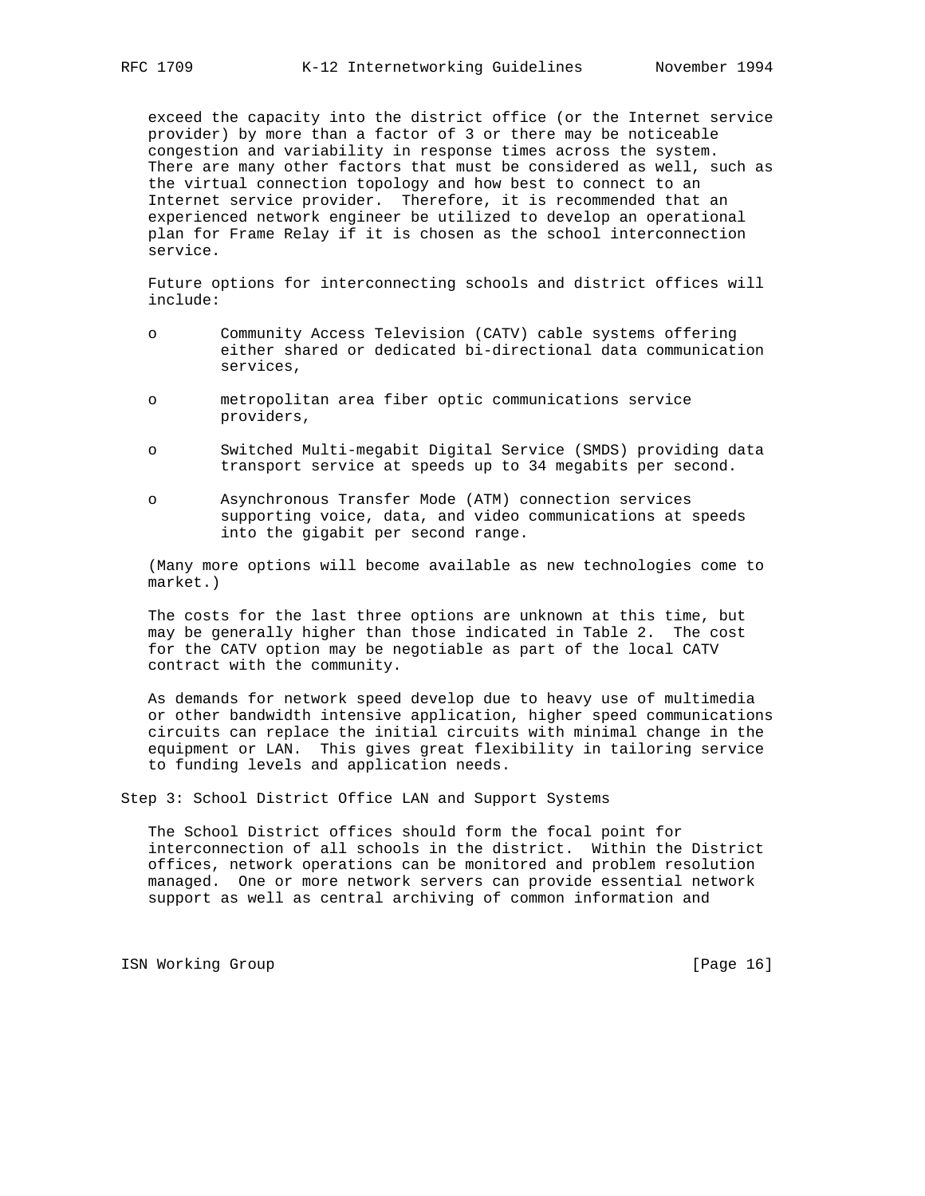exceed the capacity into the district office (or the Internet service provider) by more than a factor of 3 or there may be noticeable congestion and variability in response times across the system. There are many other factors that must be considered as well, such as the virtual connection topology and how best to connect to an Internet service provider. Therefore, it is recommended that an experienced network engineer be utilized to develop an operational plan for Frame Relay if it is chosen as the school interconnection service.

Future options for interconnecting schools and district offices will include:

- Community Access Television (CATV) cable systems offering either shared or dedicated bi-directional data communication services,
- metropolitan area fiber optic communications service providers,
- Switched Multi-megabit Digital Service (SMDS) providing data transport service at speeds up to 34 megabits per second.
- Asynchronous Transfer Mode (ATM) connection services supporting voice, data, and video communications at speeds into the gigabit per second range.

(Many more options will become available as new technologies come to market.)

The costs for the last three options are unknown at this time, but may be generally higher than those indicated in Table 2. The cost for the CATV option may be negotiable as part of the local CATV contract with the community.

As demands for network speed develop due to heavy use of multimedia or other bandwidth intensive application, higher speed communications circuits can replace the initial circuits with minimal change in the equipment or LAN. This gives great flexibility in tailoring service to funding levels and application needs.

## Step 3: School District Office LAN and Support Systems

The School District offices should form the focal point for interconnection of all schools in the district. Within the District offices, network operations can be monitored and problem resolution managed. One or more network servers can provide essential network support as well as central archiving of common information and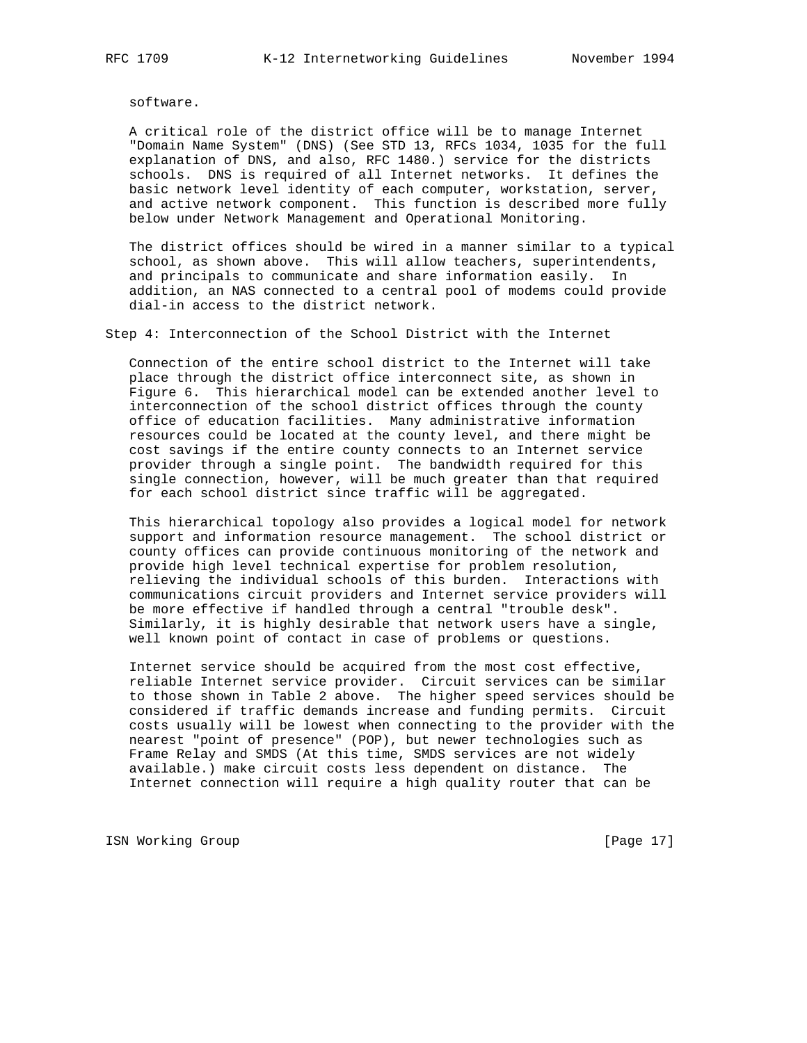software.

A critical role of the district office will be to manage Internet "Domain Name System" (DNS) (See STD 13, RFCs 1034, 1035 for the full explanation of DNS, and also, RFC 1480.) service for the districts schools. DNS is required of all Internet networks. It defines the basic network level identity of each computer, workstation, server, and active network component. This function is described more fully below under Network Management and Operational Monitoring.

The district offices should be wired in a manner similar to a typical school, as shown above. This will allow teachers, superintendents, and principals to communicate and share information easily. In addition, an NAS connected to a central pool of modems could provide dial-in access to the district network.

## Step 4: Interconnection of the School District with the Internet

Connection of the entire school district to the Internet will take place through the district office interconnect site, as shown in Figure 6. This hierarchical model can be extended another level to interconnection of the school district offices through the county office of education facilities. Many administrative information resources could be located at the county level, and there might be cost savings if the entire county connects to an Internet service provider through a single point. The bandwidth required for this single connection, however, will be much greater than that required for each school district since traffic will be aggregated.

This hierarchical topology also provides a logical model for network support and information resource management. The school district or county offices can provide continuous monitoring of the network and provide high level technical expertise for problem resolution, relieving the individual schools of this burden. Interactions with communications circuit providers and Internet service providers will be more effective if handled through a central "trouble desk". Similarly, it is highly desirable that network users have a single, well known point of contact in case of problems or questions.

Internet service should be acquired from the most cost effective, reliable Internet service provider. Circuit services can be similar to those shown in Table 2 above. The higher speed services should be considered if traffic demands increase and funding permits. Circuit costs usually will be lowest when connecting to the provider with the nearest "point of presence" (POP), but newer technologies such as Frame Relay and SMDS (At this time, SMDS services are not widely available.) make circuit costs less dependent on distance. The Internet connection will require a high quality router that can be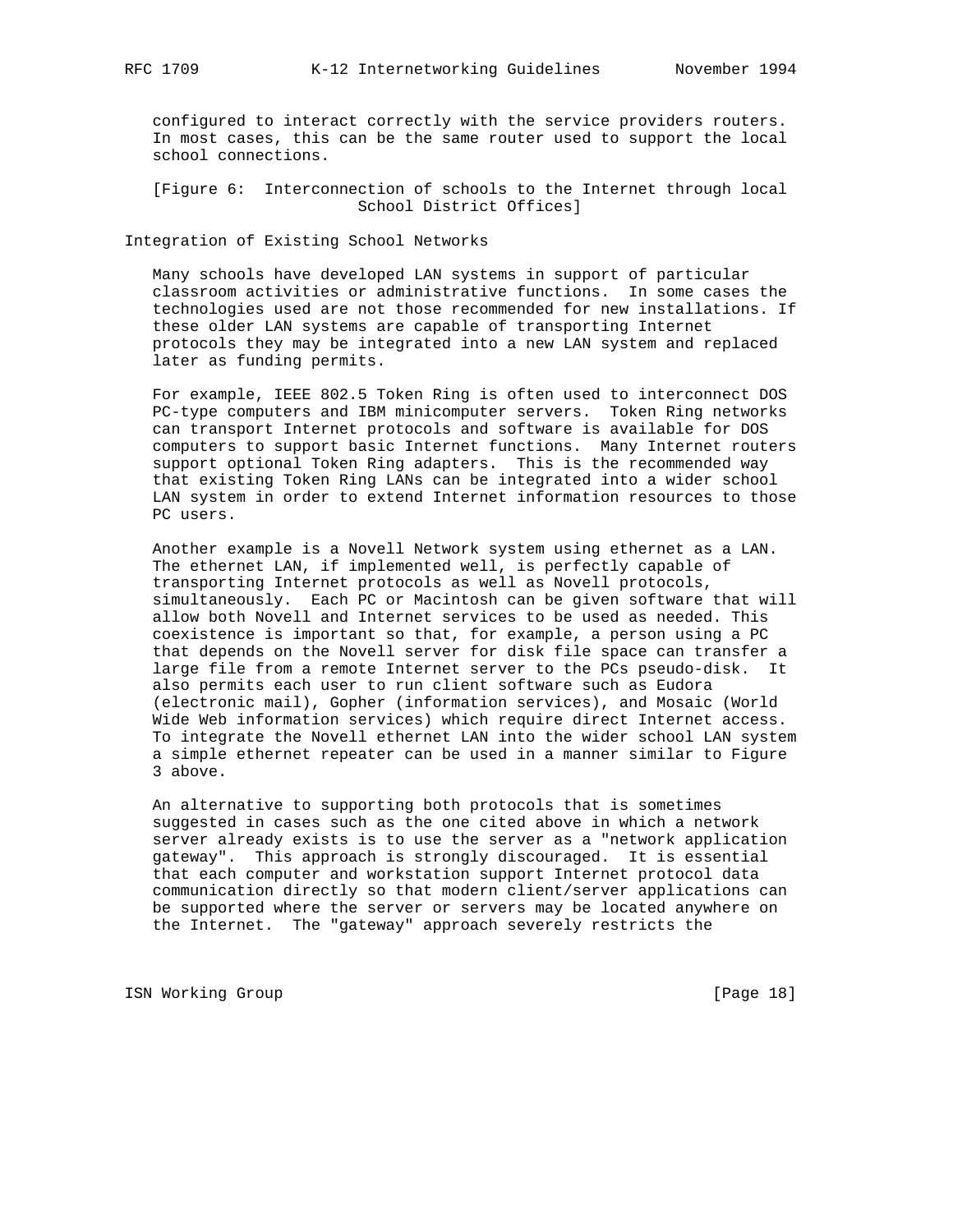configured to interact correctly with the service providers routers. In most cases, this can be the same router used to support the local school connections.

[Figure 6: Interconnection of schools to the Internet through local School District Offices]

## Integration of Existing School Networks

Many schools have developed LAN systems in support of particular classroom activities or administrative functions. In some cases the technologies used are not those recommended for new installations. If these older LAN systems are capable of transporting Internet protocols they may be integrated into a new LAN system and replaced later as funding permits.

For example, IEEE 802.5 Token Ring is often used to interconnect DOS PC-type computers and IBM minicomputer servers. Token Ring networks can transport Internet protocols and software is available for DOS computers to support basic Internet functions. Many Internet routers support optional Token Ring adapters. This is the recommended way that existing Token Ring LANs can be integrated into a wider school LAN system in order to extend Internet information resources to those PC users.

Another example is a Novell Network system using ethernet as a LAN. The ethernet LAN, if implemented well, is perfectly capable of transporting Internet protocols as well as Novell protocols, simultaneously. Each PC or Macintosh can be given software that will allow both Novell and Internet services to be used as needed. This coexistence is important so that, for example, a person using a PC that depends on the Novell server for disk file space can transfer a large file from a remote Internet server to the PCs pseudo-disk. It also permits each user to run client software such as Eudora (electronic mail), Gopher (information services), and Mosaic (World Wide Web information services) which require direct Internet access. To integrate the Novell ethernet LAN into the wider school LAN system a simple ethernet repeater can be used in a manner similar to Figure 3 above.

An alternative to supporting both protocols that is sometimes suggested in cases such as the one cited above in which a network server already exists is to use the server as a "network application gateway". This approach is strongly discouraged. It is essential that each computer and workstation support Internet protocol data communication directly so that modern client/server applications can be supported where the server or servers may be located anywhere on the Internet. The "gateway" approach severely restricts the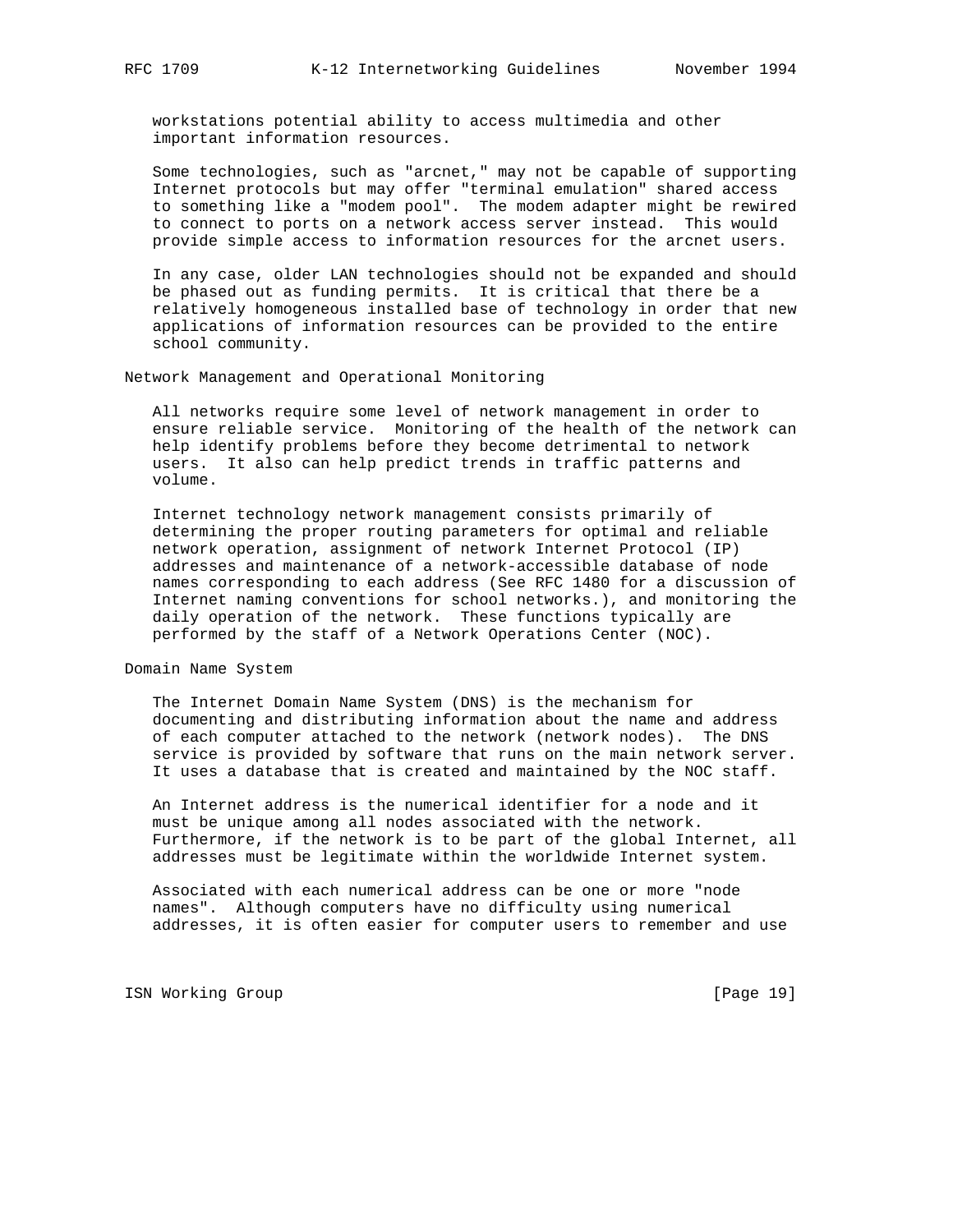workstations potential ability to access multimedia and other important information resources.

Some technologies, such as "arcnet," may not be capable of supporting Internet protocols but may offer "terminal emulation" shared access to something like a "modem pool". The modem adapter might be rewired to connect to ports on a network access server instead. This would provide simple access to information resources for the arcnet users.

In any case, older LAN technologies should not be expanded and should be phased out as funding permits. It is critical that there be a relatively homogeneous installed base of technology in order that new applications of information resources can be provided to the entire school community.

## Network Management and Operational Monitoring

All networks require some level of network management in order to ensure reliable service. Monitoring of the health of the network can help identify problems before they become detrimental to network users. It also can help predict trends in traffic patterns and volume.

Internet technology network management consists primarily of determining the proper routing parameters for optimal and reliable network operation, assignment of network Internet Protocol (IP) addresses and maintenance of a network-accessible database of node names corresponding to each address (See RFC 1480 for a discussion of Internet naming conventions for school networks.), and monitoring the daily operation of the network. These functions typically are performed by the staff of a Network Operations Center (NOC).

## Domain Name System

The Internet Domain Name System (DNS) is the mechanism for documenting and distributing information about the name and address of each computer attached to the network (network nodes). The DNS service is provided by software that runs on the main network server. It uses a database that is created and maintained by the NOC staff.

An Internet address is the numerical identifier for a node and it must be unique among all nodes associated with the network. Furthermore, if the network is to be part of the global Internet, all addresses must be legitimate within the worldwide Internet system.

Associated with each numerical address can be one or more "node names". Although computers have no difficulty using numerical addresses, it is often easier for computer users to remember and use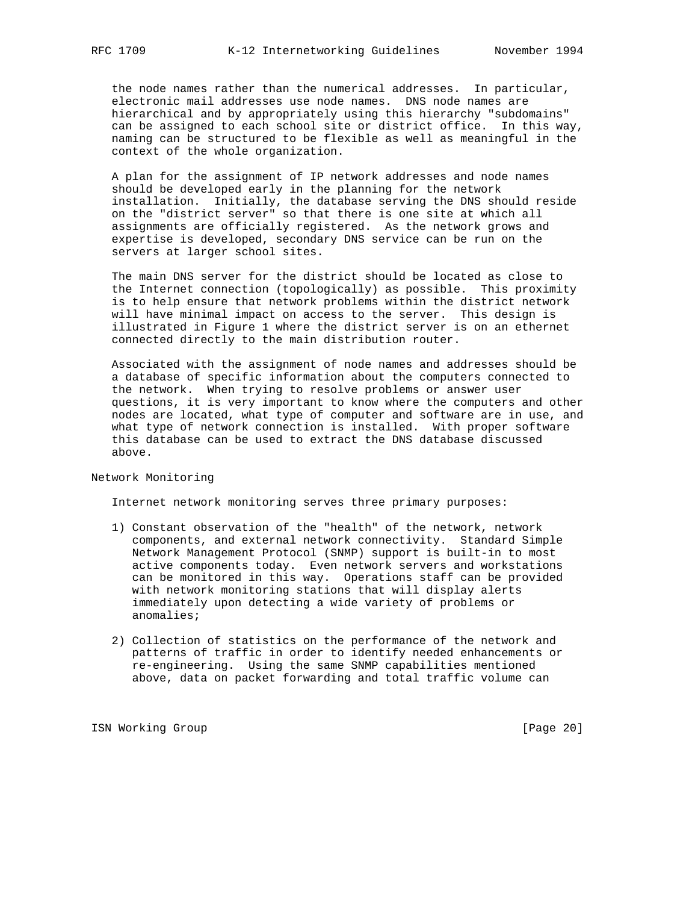the node names rather than the numerical addresses. In particular, electronic mail addresses use node names. DNS node names are hierarchical and by appropriately using this hierarchy "subdomains" can be assigned to each school site or district office. In this way, naming can be structured to be flexible as well as meaningful in the context of the whole organization.

A plan for the assignment of IP network addresses and node names should be developed early in the planning for the network installation. Initially, the database serving the DNS should reside on the "district server" so that there is one site at which all assignments are officially registered. As the network grows and expertise is developed, secondary DNS service can be run on the servers at larger school sites.

The main DNS server for the district should be located as close to the Internet connection (topologically) as possible. This proximity is to help ensure that network problems within the district network will have minimal impact on access to the server. This design is illustrated in Figure 1 where the district server is on an ethernet connected directly to the main distribution router.

Associated with the assignment of node names and addresses should be a database of specific information about the computers connected to the network. When trying to resolve problems or answer user questions, it is very important to know where the computers and other nodes are located, what type of computer and software are in use, and what type of network connection is installed. With proper software this database can be used to extract the DNS database discussed above.

## Network Monitoring

Internet network monitoring serves three primary purposes:

1) Constant observation of the "health" of the network, network components, and external network connectivity. Standard Simple Network Management Protocol (SNMP) support is built-in to most active components today. Even network servers and workstations can be monitored in this way. Operations staff can be provided with network monitoring stations that will display alerts immediately upon detecting a wide variety of problems or anomalies;

2) Collection of statistics on the performance of the network and patterns of traffic in order to identify needed enhancements or re-engineering. Using the same SNMP capabilities mentioned above, data on packet forwarding and total traffic volume can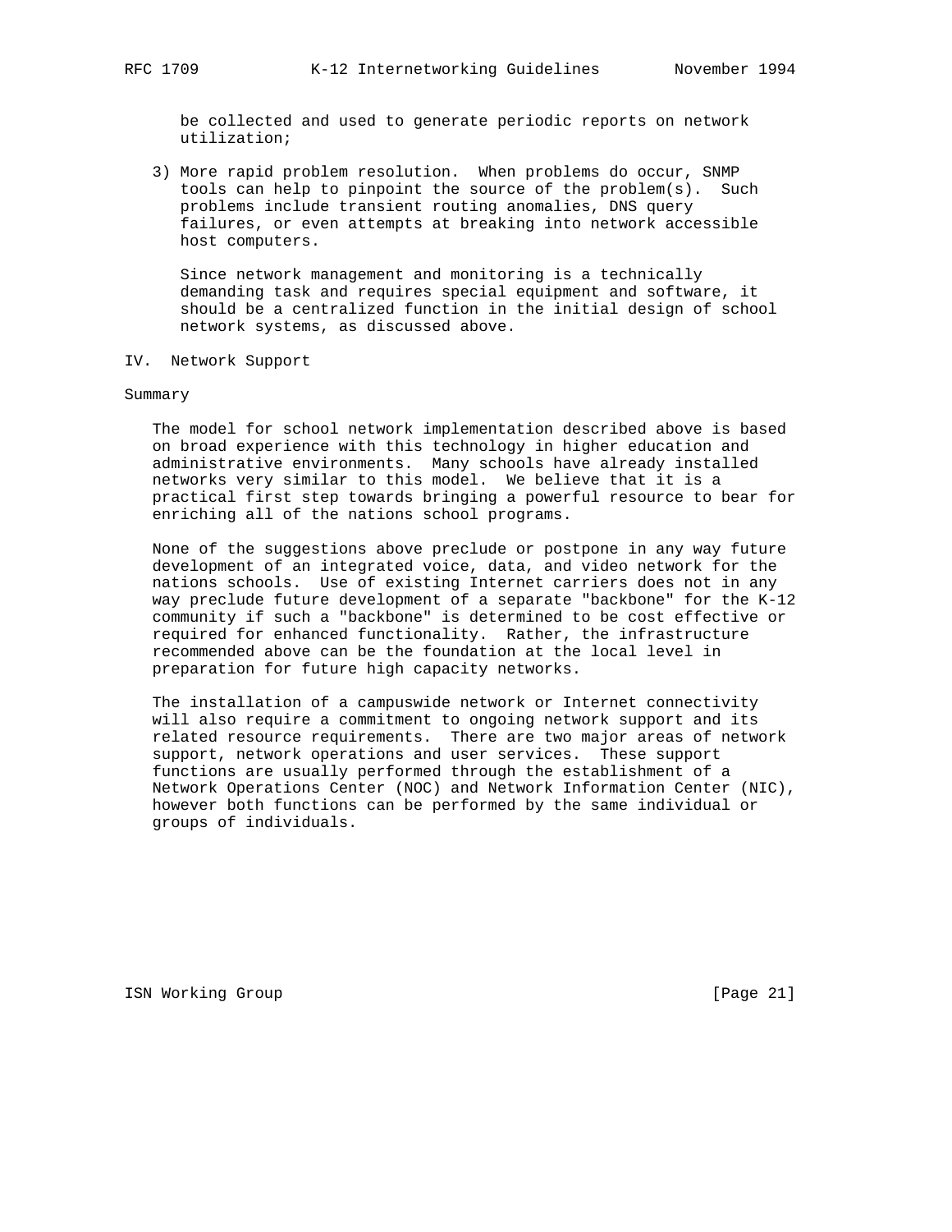be collected and used to generate periodic reports on network utilization;

3) More rapid problem resolution. When problems do occur, SNMP tools can help to pinpoint the source of the problem(s). Such problems include transient routing anomalies, DNS query failures, or even attempts at breaking into network accessible host computers.

   Since network management and monitoring is a technically demanding task and requires special equipment and software, it should be a centralized function in the initial design of school network systems, as discussed above.

## IV. Network Support

### Summary

The model for school network implementation described above is based on broad experience with this technology in higher education and administrative environments. Many schools have already installed networks very similar to this model. We believe that it is a practical first step towards bringing a powerful resource to bear for enriching all of the nations school programs.

None of the suggestions above preclude or postpone in any way future development of an integrated voice, data, and video network for the nations schools. Use of existing Internet carriers does not in any way preclude future development of a separate "backbone" for the K-12 community if such a "backbone" is determined to be cost effective or required for enhanced functionality. Rather, the infrastructure recommended above can be the foundation at the local level in preparation for future high capacity networks.

The installation of a campuswide network or Internet connectivity will also require a commitment to ongoing network support and its related resource requirements. There are two major areas of network support, network operations and user services. These support functions are usually performed through the establishment of a Network Operations Center (NOC) and Network Information Center (NIC), however both functions can be performed by the same individual or groups of individuals.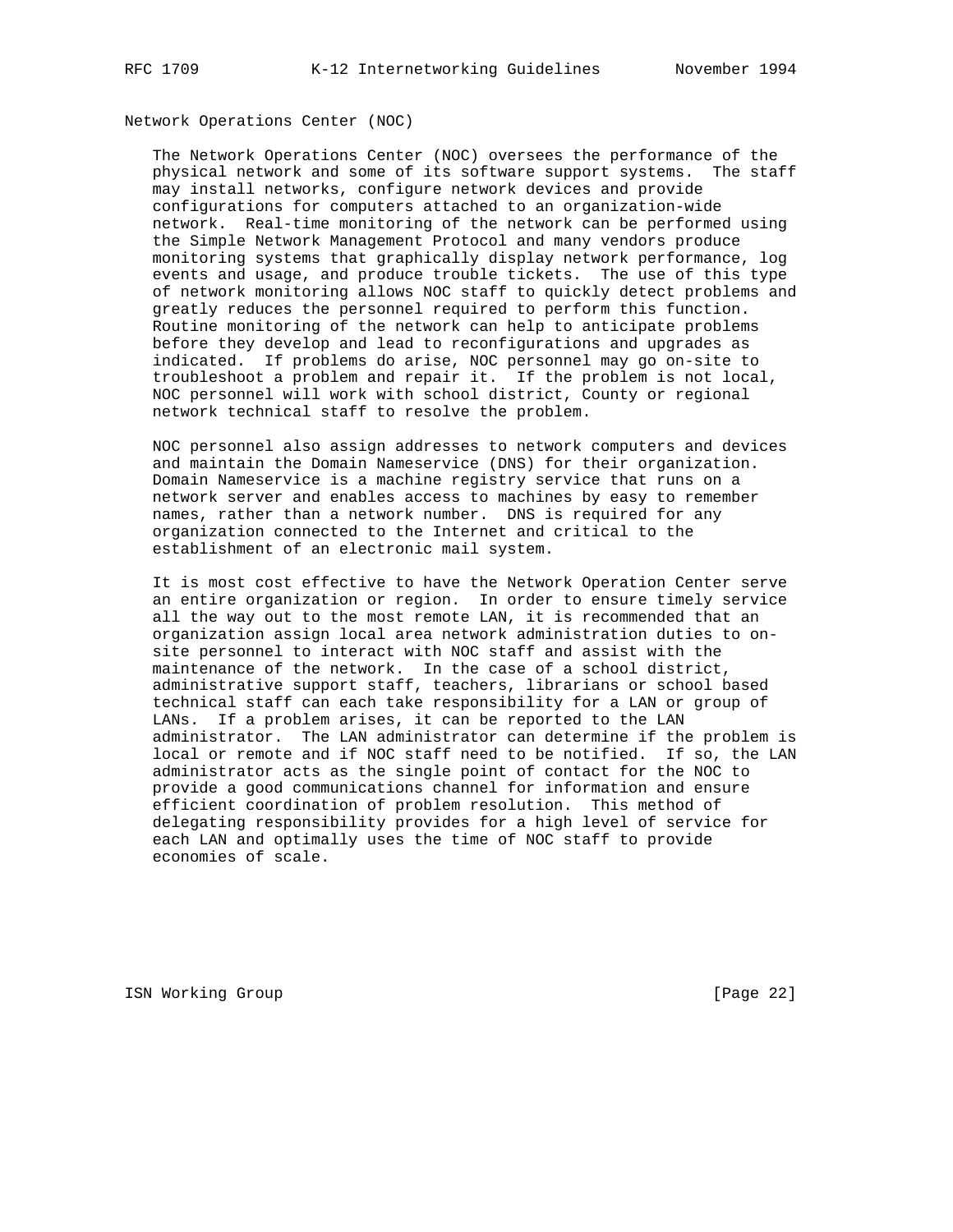## Network Operations Center (NOC)

The Network Operations Center (NOC) oversees the performance of the physical network and some of its software support systems. The staff may install networks, configure network devices and provide configurations for computers attached to an organization-wide network. Real-time monitoring of the network can be performed using the Simple Network Management Protocol and many vendors produce monitoring systems that graphically display network performance, log events and usage, and produce trouble tickets. The use of this type of network monitoring allows NOC staff to quickly detect problems and greatly reduces the personnel required to perform this function. Routine monitoring of the network can help to anticipate problems before they develop and lead to reconfigurations and upgrades as indicated. If problems do arise, NOC personnel may go on-site to troubleshoot a problem and repair it. If the problem is not local, NOC personnel will work with school district, County or regional network technical staff to resolve the problem.

NOC personnel also assign addresses to network computers and devices and maintain the Domain Nameservice (DNS) for their organization. Domain Nameservice is a machine registry service that runs on a network server and enables access to machines by easy to remember names, rather than a network number. DNS is required for any organization connected to the Internet and critical to the establishment of an electronic mail system.

It is most cost effective to have the Network Operation Center serve an entire organization or region. In order to ensure timely service all the way out to the most remote LAN, it is recommended that an organization assign local area network administration duties to on-site personnel to interact with NOC staff and assist with the maintenance of the network. In the case of a school district, administrative support staff, teachers, librarians or school based technical staff can each take responsibility for a LAN or group of LANs. If a problem arises, it can be reported to the LAN administrator. The LAN administrator can determine if the problem is local or remote and if NOC staff need to be notified. If so, the LAN administrator acts as the single point of contact for the NOC to provide a good communications channel for information and ensure efficient coordination of problem resolution. This method of delegating responsibility provides for a high level of service for each LAN and optimally uses the time of NOC staff to provide economies of scale.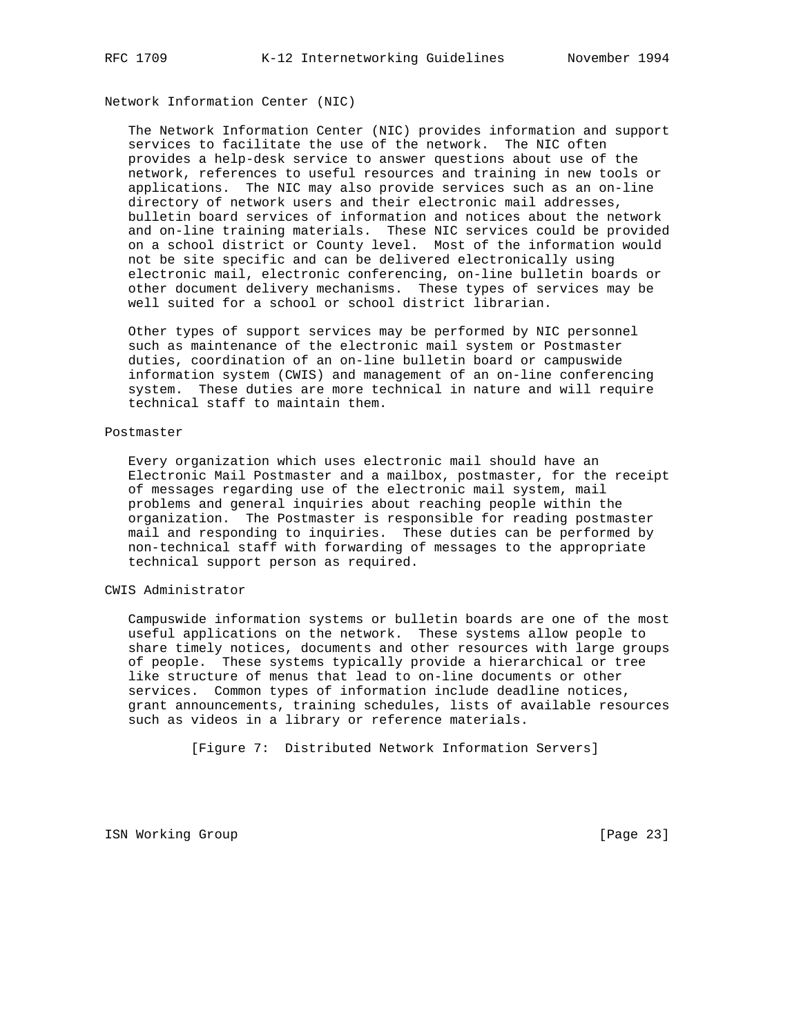## Network Information Center (NIC)

The Network Information Center (NIC) provides information and support services to facilitate the use of the network. The NIC often provides a help-desk service to answer questions about use of the network, references to useful resources and training in new tools or applications. The NIC may also provide services such as an on-line directory of network users and their electronic mail addresses, bulletin board services of information and notices about the network and on-line training materials. These NIC services could be provided on a school district or County level. Most of the information would not be site specific and can be delivered electronically using electronic mail, electronic conferencing, on-line bulletin boards or other document delivery mechanisms. These types of services may be well suited for a school or school district librarian.

Other types of support services may be performed by NIC personnel such as maintenance of the electronic mail system or Postmaster duties, coordination of an on-line bulletin board or campuswide information system (CWIS) and management of an on-line conferencing system. These duties are more technical in nature and will require technical staff to maintain them.

## Postmaster

Every organization which uses electronic mail should have an Electronic Mail Postmaster and a mailbox, postmaster, for the receipt of messages regarding use of the electronic mail system, mail problems and general inquiries about reaching people within the organization. The Postmaster is responsible for reading postmaster mail and responding to inquiries. These duties can be performed by non-technical staff with forwarding of messages to the appropriate technical support person as required.

## CWIS Administrator

Campuswide information systems or bulletin boards are one of the most useful applications on the network. These systems allow people to share timely notices, documents and other resources with large groups of people. These systems typically provide a hierarchical or tree like structure of menus that lead to on-line documents or other services. Common types of information include deadline notices, grant announcements, training schedules, lists of available resources such as videos in a library or reference materials.

[Figure 7: Distributed Network Information Servers]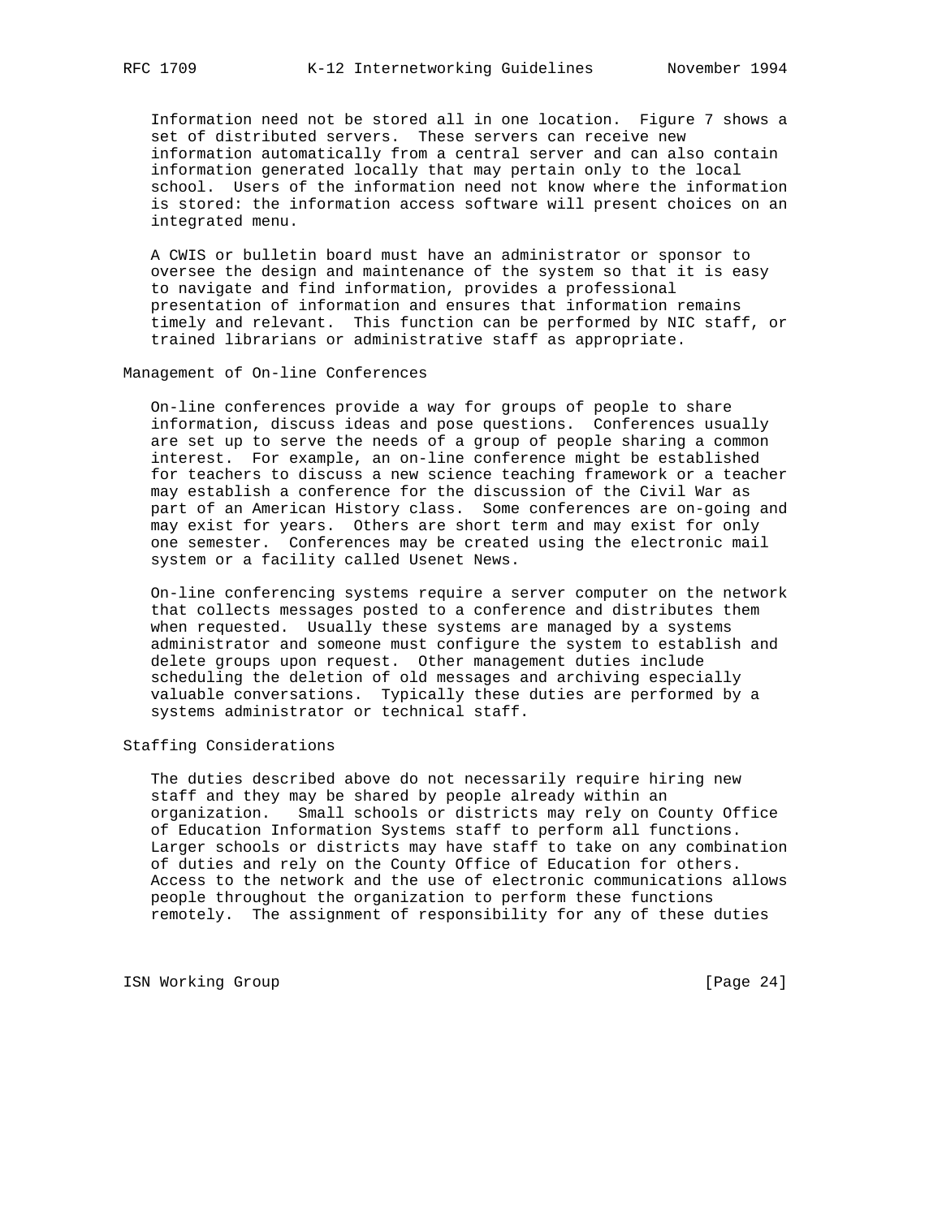Information need not be stored all in one location. Figure 7 shows a set of distributed servers. These servers can receive new information automatically from a central server and can also contain information generated locally that may pertain only to the local school. Users of the information need not know where the information is stored: the information access software will present choices on an integrated menu.

A CWIS or bulletin board must have an administrator or sponsor to oversee the design and maintenance of the system so that it is easy to navigate and find information, provides a professional presentation of information and ensures that information remains timely and relevant. This function can be performed by NIC staff, or trained librarians or administrative staff as appropriate.

## Management of On-line Conferences

On-line conferences provide a way for groups of people to share information, discuss ideas and pose questions. Conferences usually are set up to serve the needs of a group of people sharing a common interest. For example, an on-line conference might be established for teachers to discuss a new science teaching framework or a teacher may establish a conference for the discussion of the Civil War as part of an American History class. Some conferences are on-going and may exist for years. Others are short term and may exist for only one semester. Conferences may be created using the electronic mail system or a facility called Usenet News.

On-line conferencing systems require a server computer on the network that collects messages posted to a conference and distributes them when requested. Usually these systems are managed by a systems administrator and someone must configure the system to establish and delete groups upon request. Other management duties include scheduling the deletion of old messages and archiving especially valuable conversations. Typically these duties are performed by a systems administrator or technical staff.

## Staffing Considerations

The duties described above do not necessarily require hiring new staff and they may be shared by people already within an organization. Small schools or districts may rely on County Office of Education Information Systems staff to perform all functions. Larger schools or districts may have staff to take on any combination of duties and rely on the County Office of Education for others. Access to the network and the use of electronic communications allows people throughout the organization to perform these functions remotely. The assignment of responsibility for any of these duties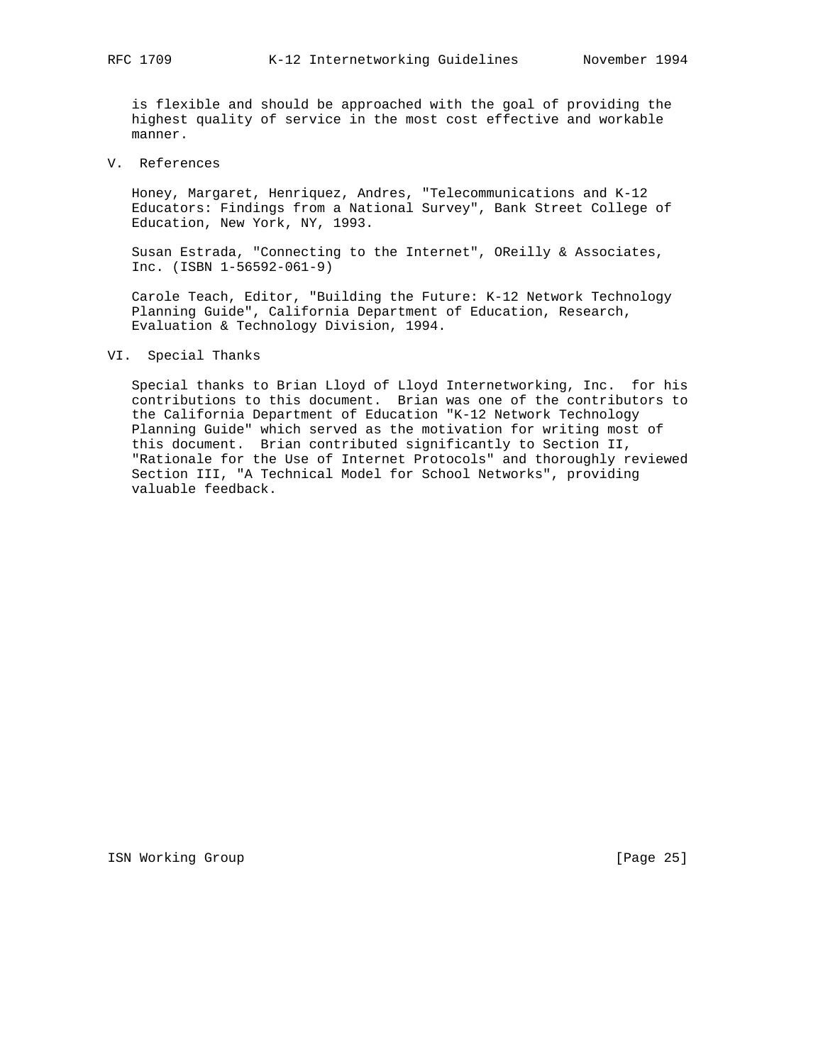is flexible and should be approached with the goal of providing the highest quality of service in the most cost effective and workable manner.

## V. References

Honey, Margaret, Henriquez, Andres, "Telecommunications and K-12 Educators: Findings from a National Survey", Bank Street College of Education, New York, NY, 1993.

Susan Estrada, "Connecting to the Internet", OReilly & Associates, Inc. (ISBN 1-56592-061-9)

Carole Teach, Editor, "Building the Future: K-12 Network Technology Planning Guide", California Department of Education, Research, Evaluation & Technology Division, 1994.

## VI. Special Thanks

Special thanks to Brian Lloyd of Lloyd Internetworking, Inc. for his contributions to this document. Brian was one of the contributors to the California Department of Education "K-12 Network Technology Planning Guide" which served as the motivation for writing most of this document. Brian contributed significantly to Section II, "Rationale for the Use of Internet Protocols" and thoroughly reviewed Section III, "A Technical Model for School Networks", providing valuable feedback.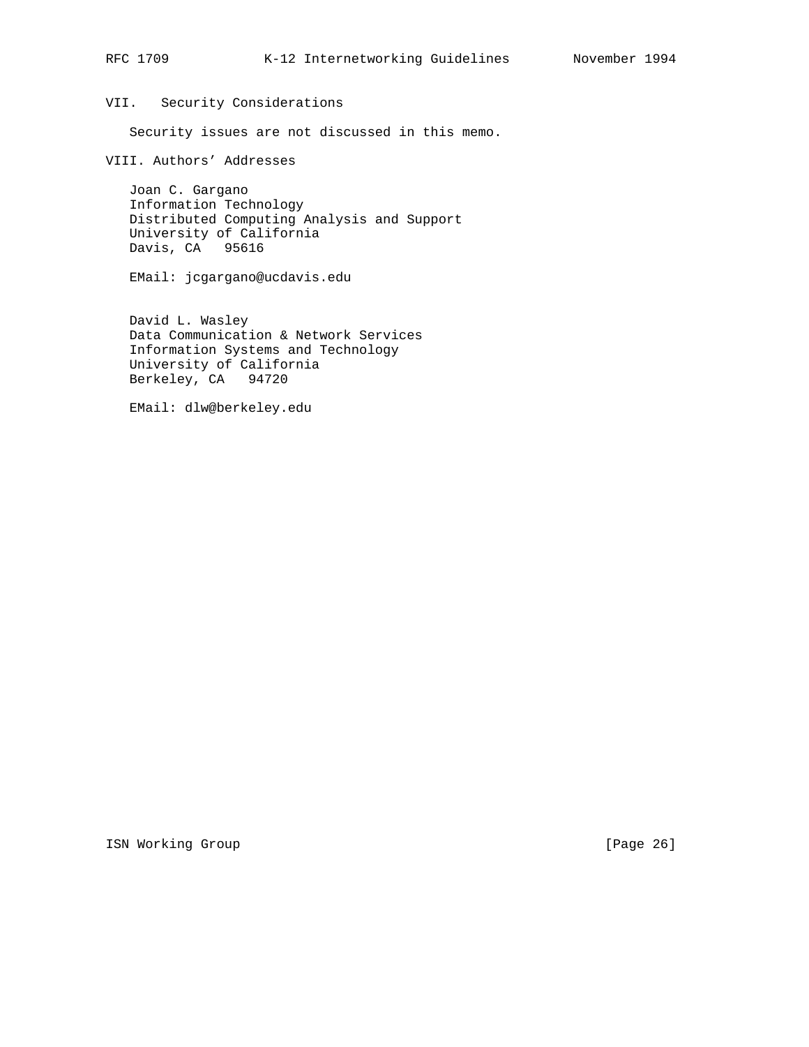## VII. Security Considerations

Security issues are not discussed in this memo.

## VIII. Authors' Addresses

Joan C. Gargano
Information Technology
Distributed Computing Analysis and Support
University of California
Davis, CA 95616

EMail: jcgargano@ucdavis.edu

David L. Wasley
Data Communication & Network Services
Information Systems and Technology
University of California
Berkeley, CA 94720

EMail: dlw@berkeley.edu